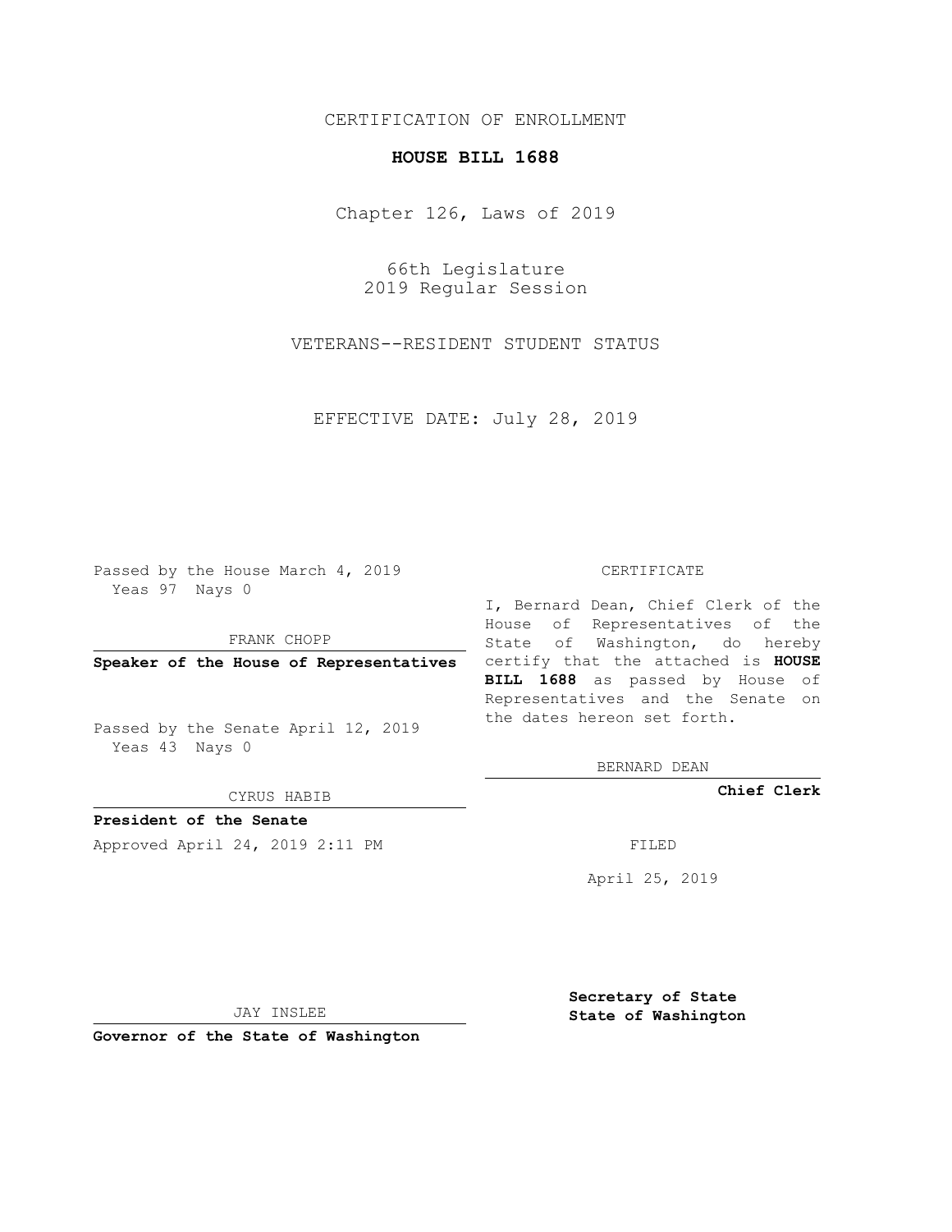CERTIFICATION OF ENROLLMENT

**HOUSE BILL 1688**

Chapter 126, Laws of 2019

66th Legislature
2019 Regular Session

VETERANS--RESIDENT STUDENT STATUS

EFFECTIVE DATE: July 28, 2019

Passed by the House March 4, 2019
Yeas 97 Nays 0

FRANK CHOPP

**Speaker of the House of Representatives**

Passed by the Senate April 12, 2019
Yeas 43 Nays 0

CYRUS HABIB

**President of the Senate**

Approved April 24, 2019 2:11 PM

JAY INSLEE

**Governor of the State of Washington**

CERTIFICATE

I, Bernard Dean, Chief Clerk of the House of Representatives of the State of Washington, do hereby certify that the attached is **HOUSE BILL 1688** as passed by House of Representatives and the Senate on the dates hereon set forth.

BERNARD DEAN

**Chief Clerk**

FILED

April 25, 2019

**Secretary of State**
**State of Washington**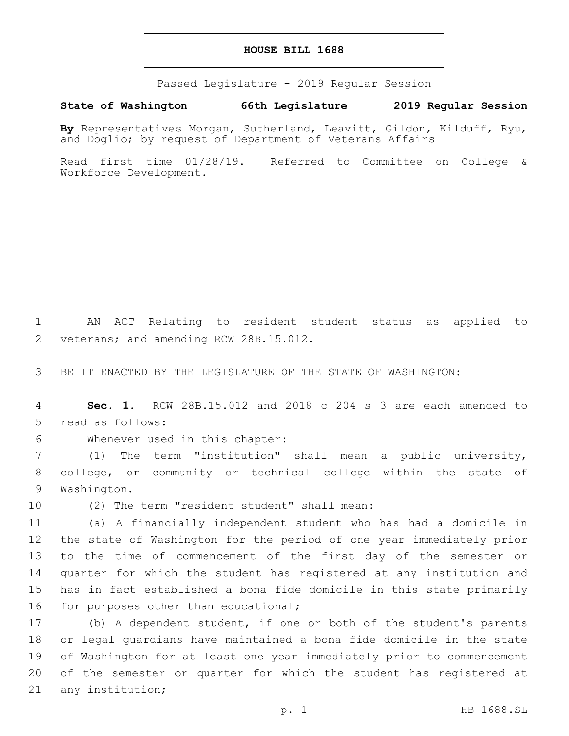# HOUSE BILL 1688

Passed Legislature - 2019 Regular Session

**State of Washington 66th Legislature 2019 Regular Session**

**By** Representatives Morgan, Sutherland, Leavitt, Gildon, Kilduff, Ryu, and Doglio; by request of Department of Veterans Affairs

Read first time 01/28/19. Referred to Committee on College & Workforce Development.

AN ACT Relating to resident student status as applied to veterans; and amending RCW 28B.15.012.

BE IT ENACTED BY THE LEGISLATURE OF THE STATE OF WASHINGTON:

**Sec. 1.** RCW 28B.15.012 and 2018 c 204 s 3 are each amended to read as follows:

Whenever used in this chapter:

(1) The term "institution" shall mean a public university, college, or community or technical college within the state of Washington.

(2) The term "resident student" shall mean:

(a) A financially independent student who has had a domicile in the state of Washington for the period of one year immediately prior to the time of commencement of the first day of the semester or quarter for which the student has registered at any institution and has in fact established a bona fide domicile in this state primarily for purposes other than educational;

(b) A dependent student, if one or both of the student's parents or legal guardians have maintained a bona fide domicile in the state of Washington for at least one year immediately prior to commencement of the semester or quarter for which the student has registered at any institution;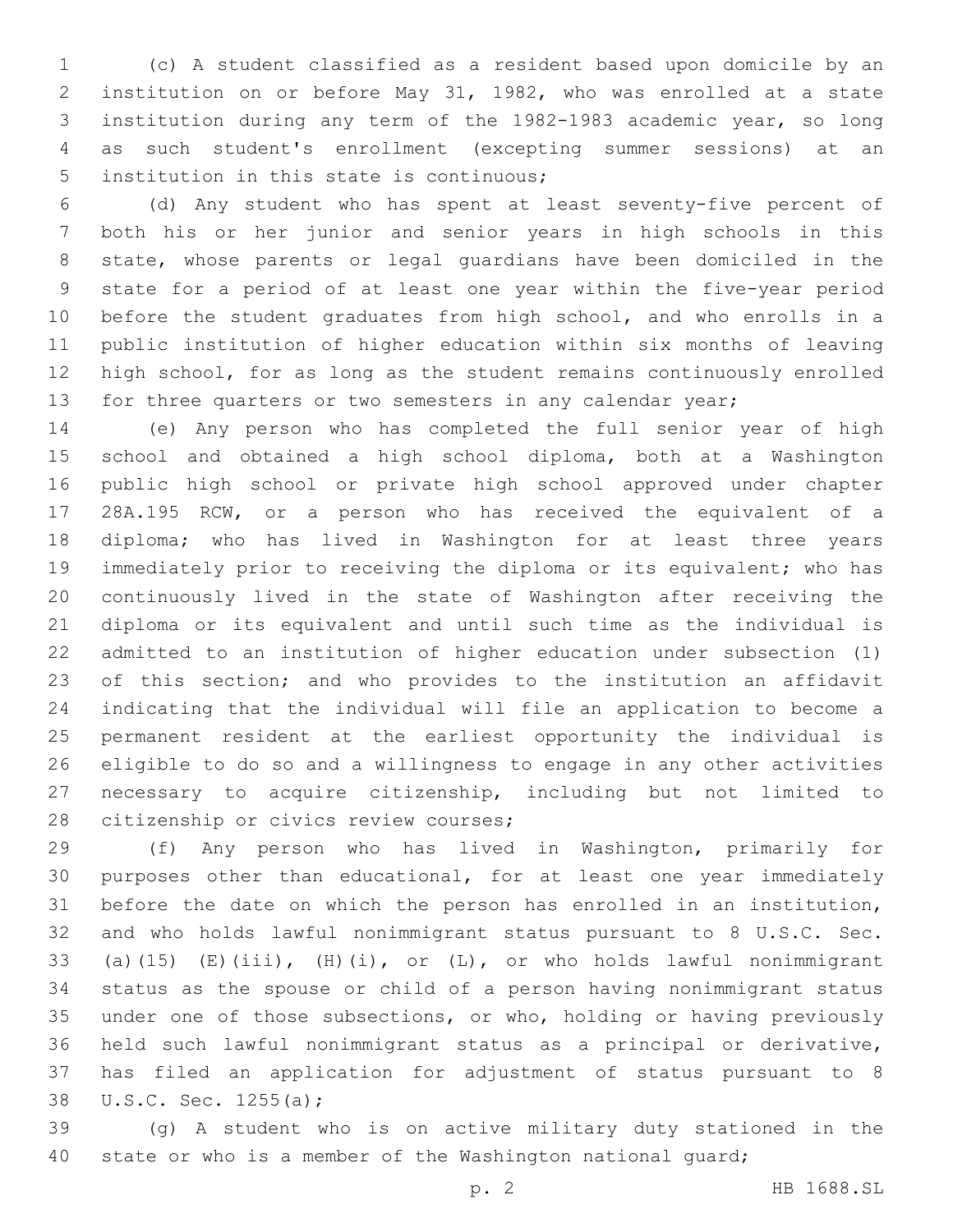(c) A student classified as a resident based upon domicile by an institution on or before May 31, 1982, who was enrolled at a state institution during any term of the 1982-1983 academic year, so long as such student's enrollment (excepting summer sessions) at an institution in this state is continuous;

(d) Any student who has spent at least seventy-five percent of both his or her junior and senior years in high schools in this state, whose parents or legal guardians have been domiciled in the state for a period of at least one year within the five-year period before the student graduates from high school, and who enrolls in a public institution of higher education within six months of leaving high school, for as long as the student remains continuously enrolled for three quarters or two semesters in any calendar year;

(e) Any person who has completed the full senior year of high school and obtained a high school diploma, both at a Washington public high school or private high school approved under chapter 28A.195 RCW, or a person who has received the equivalent of a diploma; who has lived in Washington for at least three years immediately prior to receiving the diploma or its equivalent; who has continuously lived in the state of Washington after receiving the diploma or its equivalent and until such time as the individual is admitted to an institution of higher education under subsection (1) of this section; and who provides to the institution an affidavit indicating that the individual will file an application to become a permanent resident at the earliest opportunity the individual is eligible to do so and a willingness to engage in any other activities necessary to acquire citizenship, including but not limited to citizenship or civics review courses;

(f) Any person who has lived in Washington, primarily for purposes other than educational, for at least one year immediately before the date on which the person has enrolled in an institution, and who holds lawful nonimmigrant status pursuant to 8 U.S.C. Sec. (a)(15) (E)(iii), (H)(i), or (L), or who holds lawful nonimmigrant status as the spouse or child of a person having nonimmigrant status under one of those subsections, or who, holding or having previously held such lawful nonimmigrant status as a principal or derivative, has filed an application for adjustment of status pursuant to 8 U.S.C. Sec. 1255(a);

(g) A student who is on active military duty stationed in the state or who is a member of the Washington national guard;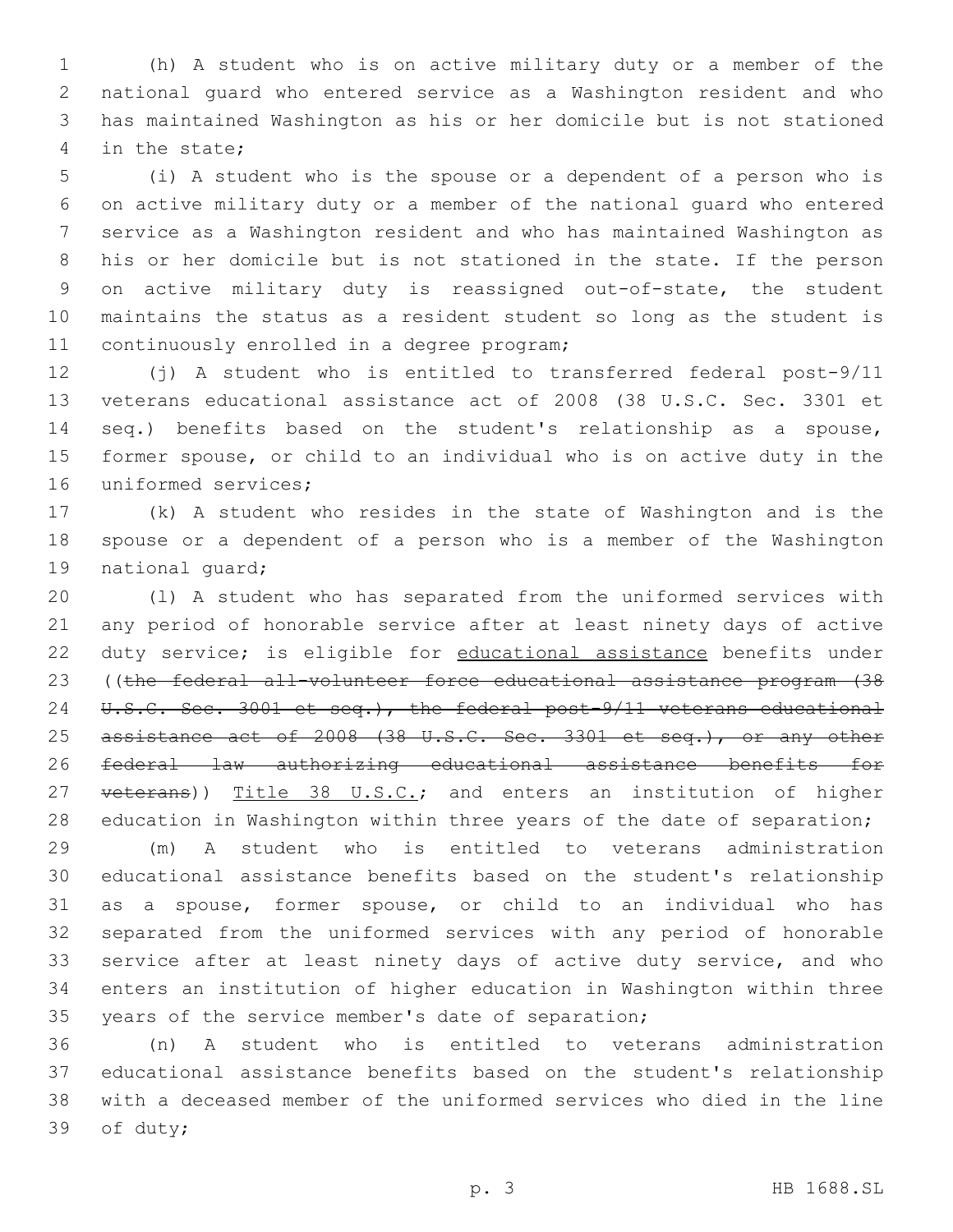(h) A student who is on active military duty or a member of the national guard who entered service as a Washington resident and who has maintained Washington as his or her domicile but is not stationed in the state;

(i) A student who is the spouse or a dependent of a person who is on active military duty or a member of the national guard who entered service as a Washington resident and who has maintained Washington as his or her domicile but is not stationed in the state. If the person on active military duty is reassigned out-of-state, the student maintains the status as a resident student so long as the student is continuously enrolled in a degree program;

(j) A student who is entitled to transferred federal post-9/11 veterans educational assistance act of 2008 (38 U.S.C. Sec. 3301 et seq.) benefits based on the student's relationship as a spouse, former spouse, or child to an individual who is on active duty in the uniformed services;

(k) A student who resides in the state of Washington and is the spouse or a dependent of a person who is a member of the Washington national guard;

(l) A student who has separated from the uniformed services with any period of honorable service after at least ninety days of active duty service; is eligible for <u>educational assistance</u> benefits under ((~~the federal all-volunteer force educational assistance program (38 U.S.C. Sec. 3001 et seq.), the federal post-9/11 veterans educational assistance act of 2008 (38 U.S.C. Sec. 3301 et seq.), or any other federal law authorizing educational assistance benefits for veterans~~)) <u>Title 38 U.S.C.</u>; and enters an institution of higher education in Washington within three years of the date of separation;

(m) A student who is entitled to veterans administration educational assistance benefits based on the student's relationship as a spouse, former spouse, or child to an individual who has separated from the uniformed services with any period of honorable service after at least ninety days of active duty service, and who enters an institution of higher education in Washington within three years of the service member's date of separation;

(n) A student who is entitled to veterans administration educational assistance benefits based on the student's relationship with a deceased member of the uniformed services who died in the line of duty;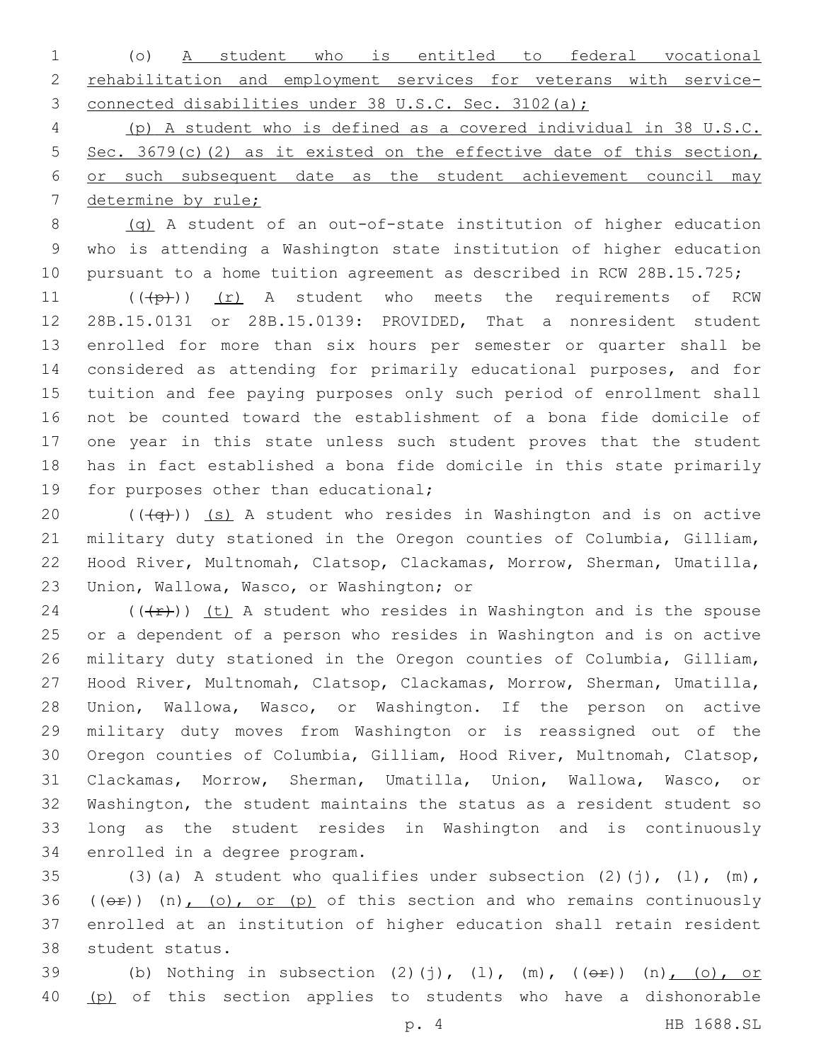(o) A student who is entitled to federal vocational rehabilitation and employment services for veterans with service-connected disabilities under 38 U.S.C. Sec. 3102(a);

(p) A student who is defined as a covered individual in 38 U.S.C. Sec. 3679(c)(2) as it existed on the effective date of this section, or such subsequent date as the student achievement council may determine by rule;

(q) A student of an out-of-state institution of higher education who is attending a Washington state institution of higher education pursuant to a home tuition agreement as described in RCW 28B.15.725;

(((p))) (r) A student who meets the requirements of RCW 28B.15.0131 or 28B.15.0139: PROVIDED, That a nonresident student enrolled for more than six hours per semester or quarter shall be considered as attending for primarily educational purposes, and for tuition and fee paying purposes only such period of enrollment shall not be counted toward the establishment of a bona fide domicile of one year in this state unless such student proves that the student has in fact established a bona fide domicile in this state primarily for purposes other than educational;

(((q))) (s) A student who resides in Washington and is on active military duty stationed in the Oregon counties of Columbia, Gilliam, Hood River, Multnomah, Clatsop, Clackamas, Morrow, Sherman, Umatilla, Union, Wallowa, Wasco, or Washington; or

(((r))) (t) A student who resides in Washington and is the spouse or a dependent of a person who resides in Washington and is on active military duty stationed in the Oregon counties of Columbia, Gilliam, Hood River, Multnomah, Clatsop, Clackamas, Morrow, Sherman, Umatilla, Union, Wallowa, Wasco, or Washington. If the person on active military duty moves from Washington or is reassigned out of the Oregon counties of Columbia, Gilliam, Hood River, Multnomah, Clatsop, Clackamas, Morrow, Sherman, Umatilla, Union, Wallowa, Wasco, or Washington, the student maintains the status as a resident student so long as the student resides in Washington and is continuously enrolled in a degree program.

(3)(a) A student who qualifies under subsection (2)(j), (l), (m), ((or)) (n), (o), or (p) of this section and who remains continuously enrolled at an institution of higher education shall retain resident student status.

(b) Nothing in subsection (2)(j), (l), (m), ((or)) (n), (o), or (p) of this section applies to students who have a dishonorable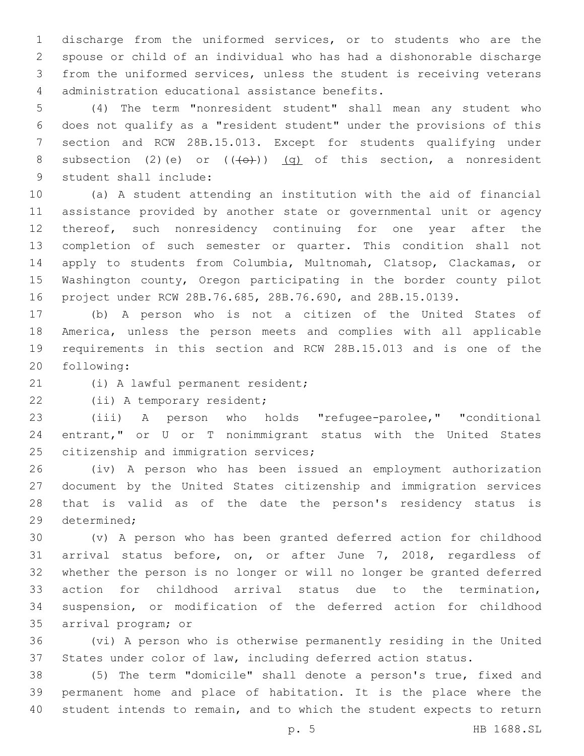discharge from the uniformed services, or to students who are the spouse or child of an individual who has had a dishonorable discharge from the uniformed services, unless the student is receiving veterans administration educational assistance benefits.

(4) The term "nonresident student" shall mean any student who does not qualify as a "resident student" under the provisions of this section and RCW 28B.15.013. Except for students qualifying under subsection (2)(e) or ((~~(o)~~)) <u>(q)</u> of this section, a nonresident student shall include:

(a) A student attending an institution with the aid of financial assistance provided by another state or governmental unit or agency thereof, such nonresidency continuing for one year after the completion of such semester or quarter. This condition shall not apply to students from Columbia, Multnomah, Clatsop, Clackamas, or Washington county, Oregon participating in the border county pilot project under RCW 28B.76.685, 28B.76.690, and 28B.15.0139.

(b) A person who is not a citizen of the United States of America, unless the person meets and complies with all applicable requirements in this section and RCW 28B.15.013 and is one of the following:

(i) A lawful permanent resident;

(ii) A temporary resident;

(iii) A person who holds "refugee-parolee," "conditional entrant," or U or T nonimmigrant status with the United States citizenship and immigration services;

(iv) A person who has been issued an employment authorization document by the United States citizenship and immigration services that is valid as of the date the person's residency status is determined;

(v) A person who has been granted deferred action for childhood arrival status before, on, or after June 7, 2018, regardless of whether the person is no longer or will no longer be granted deferred action for childhood arrival status due to the termination, suspension, or modification of the deferred action for childhood arrival program; or

(vi) A person who is otherwise permanently residing in the United States under color of law, including deferred action status.

(5) The term "domicile" shall denote a person's true, fixed and permanent home and place of habitation. It is the place where the student intends to remain, and to which the student expects to return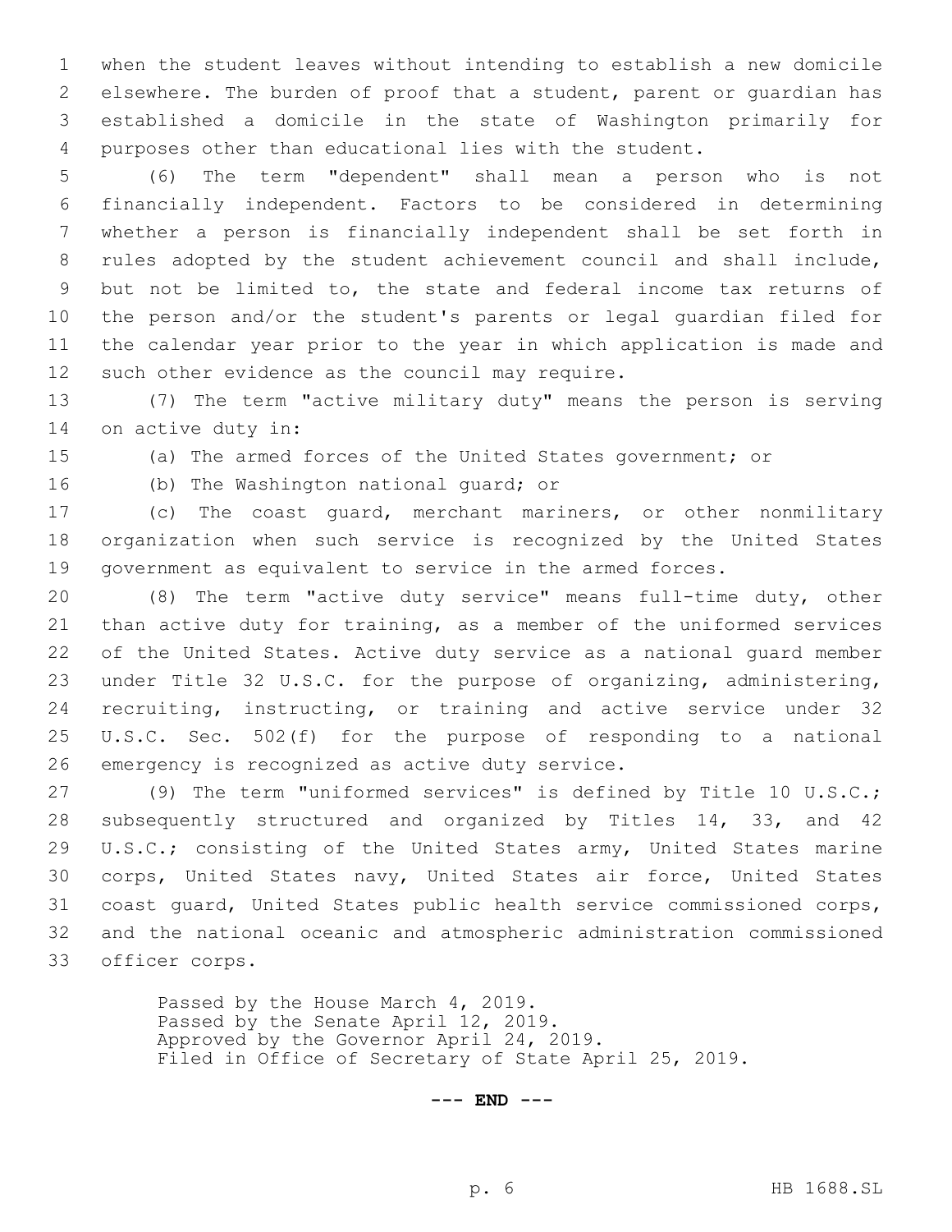when the student leaves without intending to establish a new domicile elsewhere. The burden of proof that a student, parent or guardian has established a domicile in the state of Washington primarily for purposes other than educational lies with the student.

(6) The term "dependent" shall mean a person who is not financially independent. Factors to be considered in determining whether a person is financially independent shall be set forth in rules adopted by the student achievement council and shall include, but not be limited to, the state and federal income tax returns of the person and/or the student's parents or legal guardian filed for the calendar year prior to the year in which application is made and such other evidence as the council may require.

(7) The term "active military duty" means the person is serving on active duty in:

(a) The armed forces of the United States government; or

(b) The Washington national guard; or

(c) The coast guard, merchant mariners, or other nonmilitary organization when such service is recognized by the United States government as equivalent to service in the armed forces.

(8) The term "active duty service" means full-time duty, other than active duty for training, as a member of the uniformed services of the United States. Active duty service as a national guard member under Title 32 U.S.C. for the purpose of organizing, administering, recruiting, instructing, or training and active service under 32 U.S.C. Sec. 502(f) for the purpose of responding to a national emergency is recognized as active duty service.

(9) The term "uniformed services" is defined by Title 10 U.S.C.; subsequently structured and organized by Titles 14, 33, and 42 U.S.C.; consisting of the United States army, United States marine corps, United States navy, United States air force, United States coast guard, United States public health service commissioned corps, and the national oceanic and atmospheric administration commissioned officer corps.

Passed by the House March 4, 2019.
Passed by the Senate April 12, 2019.
Approved by the Governor April 24, 2019.
Filed in Office of Secretary of State April 25, 2019.

**--- END ---**